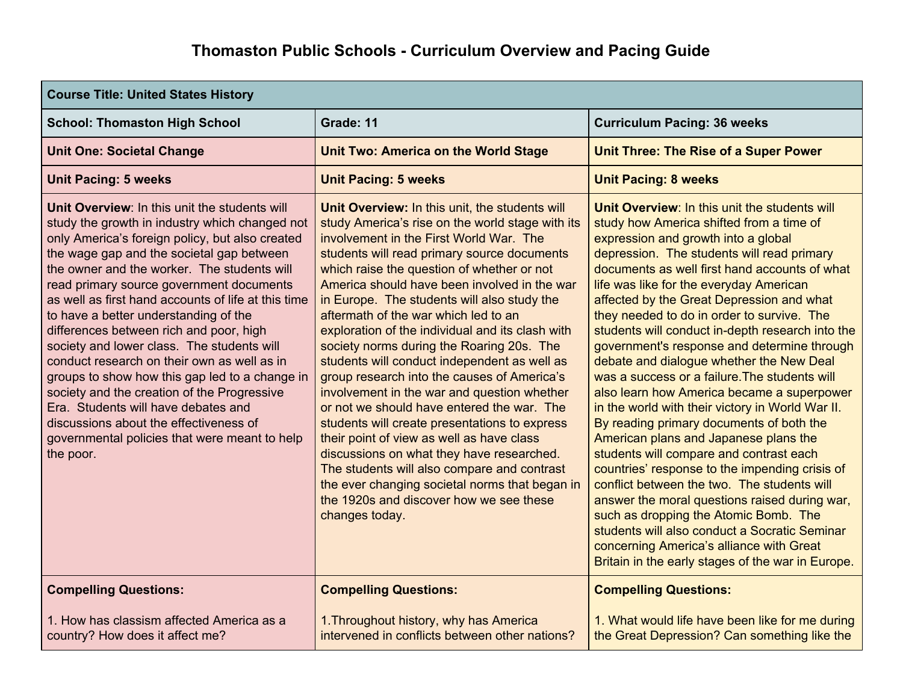# Thomaston Public Schools - Curriculum Overview and Pacing Guide

| **Course Title: United States History** | | |
|---|---|---|
| **School: Thomaston High School** | **Grade: 11** | **Curriculum Pacing: 36 weeks** |
| **Unit One: Societal Change** | **Unit Two: America on the World Stage** | **Unit Three: The Rise of a Super Power** |
| **Unit Pacing: 5 weeks** | **Unit Pacing: 5 weeks** | **Unit Pacing: 8 weeks** |
| **Unit Overview**: In this unit the students will study the growth in industry which changed not only America's foreign policy, but also created the wage gap and the societal gap between the owner and the worker. The students will read primary source government documents as well as first hand accounts of life at this time to have a better understanding of the differences between rich and poor, high society and lower class. The students will conduct research on their own as well as in groups to show how this gap led to a change in society and the creation of the Progressive Era. Students will have debates and discussions about the effectiveness of governmental policies that were meant to help the poor. | **Unit Overview:** In this unit, the students will study America's rise on the world stage with its involvement in the First World War. The students will read primary source documents which raise the question of whether or not America should have been involved in the war in Europe. The students will also study the aftermath of the war which led to an exploration of the individual and its clash with society norms during the Roaring 20s. The students will conduct independent as well as group research into the causes of America's involvement in the war and question whether or not we should have entered the war. The students will create presentations to express their point of view as well as have class discussions on what they have researched. The students will also compare and contrast the ever changing societal norms that began in the 1920s and discover how we see these changes today. | **Unit Overview**: In this unit the students will study how America shifted from a time of expression and growth into a global depression. The students will read primary documents as well first hand accounts of what life was like for the everyday American affected by the Great Depression and what they needed to do in order to survive. The students will conduct in-depth research into the government's response and determine through debate and dialogue whether the New Deal was a success or a failure.The students will also learn how America became a superpower in the world with their victory in World War II. By reading primary documents of both the American plans and Japanese plans the students will compare and contrast each countries' response to the impending crisis of conflict between the two. The students will answer the moral questions raised during war, such as dropping the Atomic Bomb. The students will also conduct a Socratic Seminar concerning America's alliance with Great Britain in the early stages of the war in Europe. |
| **Compelling Questions:**<br><br>1. How has classism affected America as a country? How does it affect me? | **Compelling Questions:**<br><br>1.Throughout history, why has America intervened in conflicts between other nations? | **Compelling Questions:**<br><br>1. What would life have been like for me during the Great Depression? Can something like the |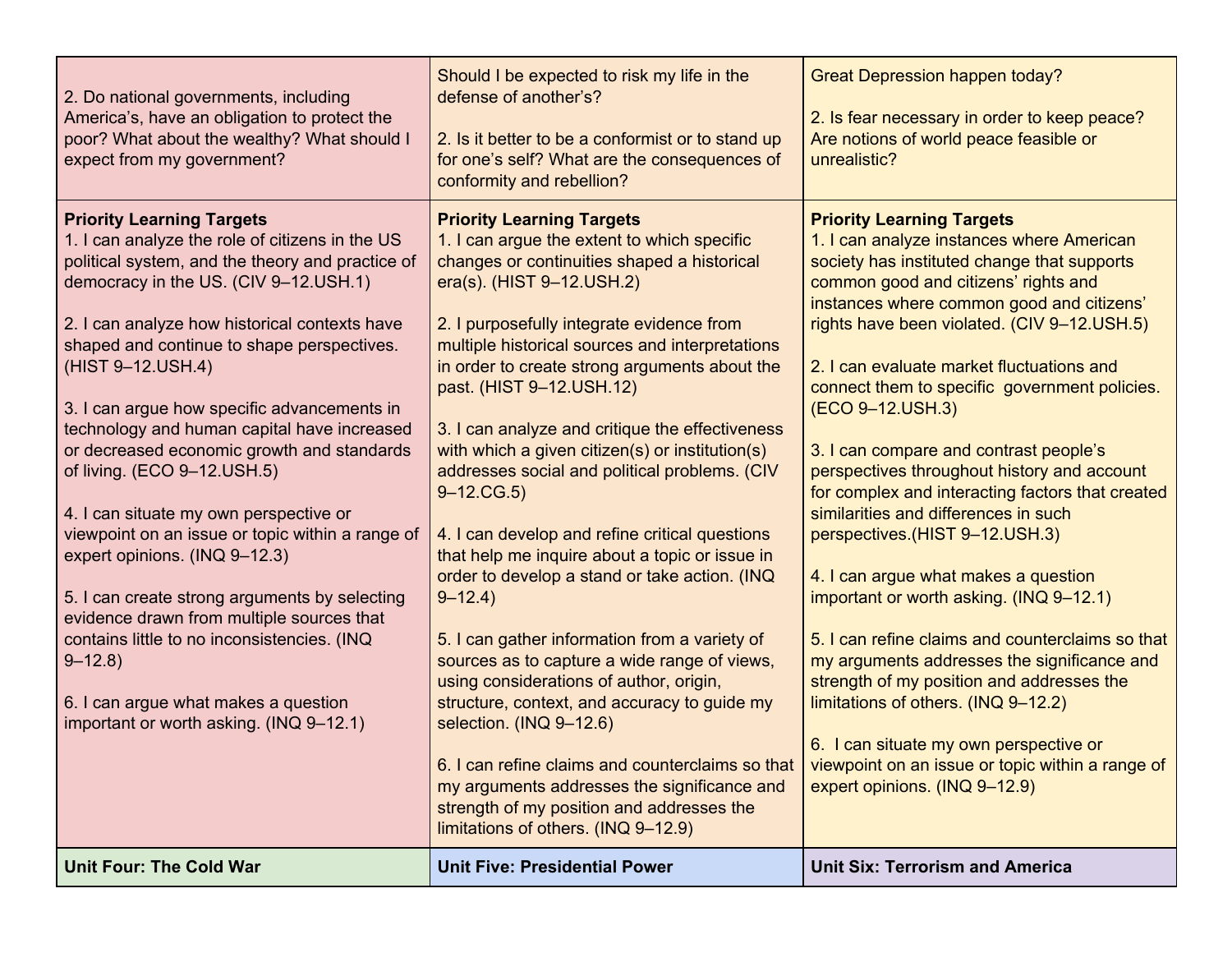| | | |
|---|---|---|
| 2. Do national governments, including America's, have an obligation to protect the poor? What about the wealthy? What should I expect from my government? | Should I be expected to risk my life in the defense of another's?<br><br>2. Is it better to be a conformist or to stand up for one's self? What are the consequences of conformity and rebellion? | Great Depression happen today?<br><br>2. Is fear necessary in order to keep peace? Are notions of world peace feasible or unrealistic? |
| **Priority Learning Targets**<br>1. I can analyze the role of citizens in the US political system, and the theory and practice of democracy in the US. (CIV 9–12.USH.1)<br><br>2. I can analyze how historical contexts have shaped and continue to shape perspectives. (HIST 9–12.USH.4)<br><br>3. I can argue how specific advancements in technology and human capital have increased or decreased economic growth and standards of living. (ECO 9–12.USH.5)<br><br>4. I can situate my own perspective or viewpoint on an issue or topic within a range of expert opinions. (INQ 9–12.3)<br><br>5. I can create strong arguments by selecting evidence drawn from multiple sources that contains little to no inconsistencies. (INQ 9–12.8)<br><br>6. I can argue what makes a question important or worth asking. (INQ 9–12.1) | **Priority Learning Targets**<br>1. I can argue the extent to which specific changes or continuities shaped a historical era(s). (HIST 9–12.USH.2)<br><br>2. I purposefully integrate evidence from multiple historical sources and interpretations in order to create strong arguments about the past. (HIST 9–12.USH.12)<br><br>3. I can analyze and critique the effectiveness with which a given citizen(s) or institution(s) addresses social and political problems. (CIV 9–12.CG.5)<br><br>4. I can develop and refine critical questions that help me inquire about a topic or issue in order to develop a stand or take action. (INQ 9–12.4)<br><br>5. I can gather information from a variety of sources as to capture a wide range of views, using considerations of author, origin, structure, context, and accuracy to guide my selection. (INQ 9–12.6)<br><br>6. I can refine claims and counterclaims so that my arguments addresses the significance and strength of my position and addresses the limitations of others. (INQ 9–12.9) | **Priority Learning Targets**<br>1. I can analyze instances where American society has instituted change that supports common good and citizens' rights and instances where common good and citizens' rights have been violated. (CIV 9–12.USH.5)<br><br>2. I can evaluate market fluctuations and connect them to specific government policies. (ECO 9–12.USH.3)<br><br>3. I can compare and contrast people's perspectives throughout history and account for complex and interacting factors that created similarities and differences in such perspectives.(HIST 9–12.USH.3)<br><br>4. I can argue what makes a question important or worth asking. (INQ 9–12.1)<br><br>5. I can refine claims and counterclaims so that my arguments addresses the significance and strength of my position and addresses the limitations of others. (INQ 9–12.2)<br><br>6. I can situate my own perspective or viewpoint on an issue or topic within a range of expert opinions. (INQ 9–12.9) |
| **Unit Four: The Cold War** | **Unit Five: Presidential Power** | **Unit Six: Terrorism and America** |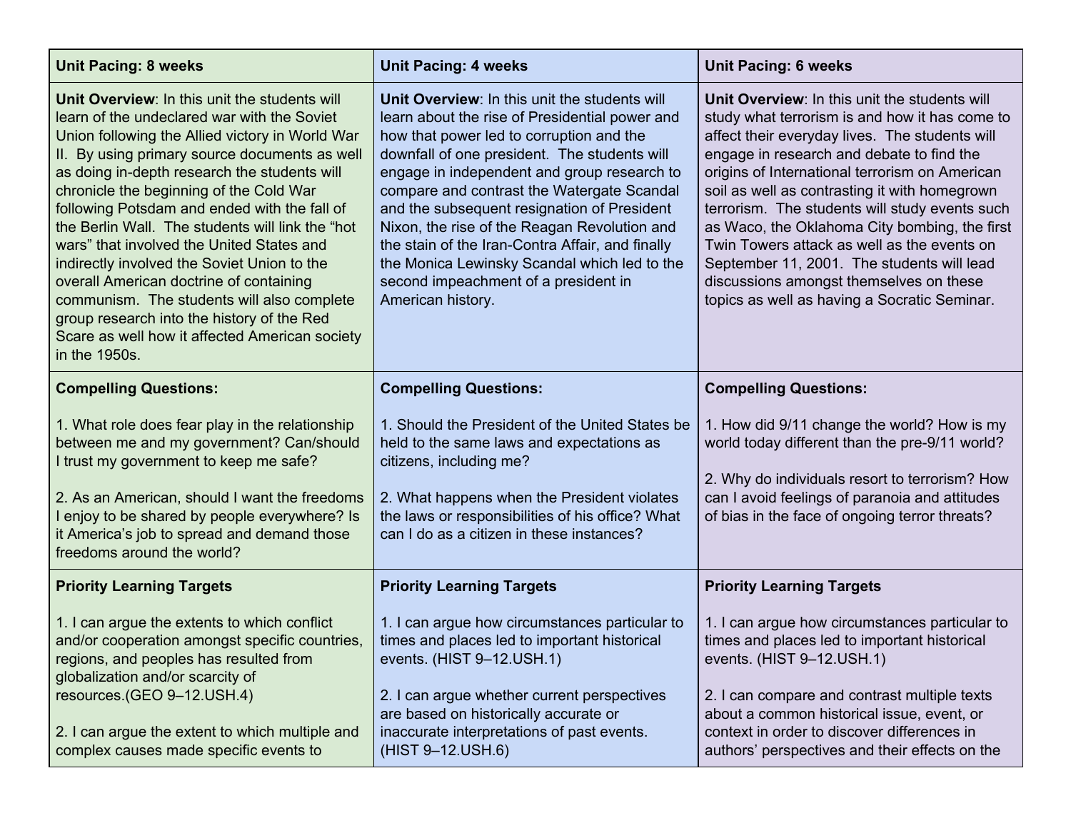| Unit Pacing: 8 weeks | Unit Pacing: 4 weeks | Unit Pacing: 6 weeks |
| --- | --- | --- |
| **Unit Overview**: In this unit the students will learn of the undeclared war with the Soviet Union following the Allied victory in World War II. By using primary source documents as well as doing in-depth research the students will chronicle the beginning of the Cold War following Potsdam and ended with the fall of the Berlin Wall. The students will link the "hot wars" that involved the United States and indirectly involved the Soviet Union to the overall American doctrine of containing communism. The students will also complete group research into the history of the Red Scare as well how it affected American society in the 1950s. | **Unit Overview**: In this unit the students will learn about the rise of Presidential power and how that power led to corruption and the downfall of one president. The students will engage in independent and group research to compare and contrast the Watergate Scandal and the subsequent resignation of President Nixon, the rise of the Reagan Revolution and the stain of the Iran-Contra Affair, and finally the Monica Lewinsky Scandal which led to the second impeachment of a president in American history. | **Unit Overview**: In this unit the students will study what terrorism is and how it has come to affect their everyday lives. The students will engage in research and debate to find the origins of International terrorism on American soil as well as contrasting it with homegrown terrorism. The students will study events such as Waco, the Oklahoma City bombing, the first Twin Towers attack as well as the events on September 11, 2001. The students will lead discussions amongst themselves on these topics as well as having a Socratic Seminar. |
| **Compelling Questions:**<br><br>1. What role does fear play in the relationship between me and my government? Can/should I trust my government to keep me safe?<br><br>2. As an American, should I want the freedoms I enjoy to be shared by people everywhere? Is it America's job to spread and demand those freedoms around the world? | **Compelling Questions:**<br><br>1. Should the President of the United States be held to the same laws and expectations as citizens, including me?<br><br>2. What happens when the President violates the laws or responsibilities of his office? What can I do as a citizen in these instances? | **Compelling Questions:**<br><br>1. How did 9/11 change the world? How is my world today different than the pre-9/11 world?<br><br>2. Why do individuals resort to terrorism? How can I avoid feelings of paranoia and attitudes of bias in the face of ongoing terror threats? |
| **Priority Learning Targets**<br><br>1. I can argue the extents to which conflict and/or cooperation amongst specific countries, regions, and peoples has resulted from globalization and/or scarcity of resources.(GEO 9–12.USH.4)<br><br>2. I can argue the extent to which multiple and complex causes made specific events to | **Priority Learning Targets**<br><br>1. I can argue how circumstances particular to times and places led to important historical events. (HIST 9–12.USH.1)<br><br>2. I can argue whether current perspectives are based on historically accurate or inaccurate interpretations of past events. (HIST 9–12.USH.6) | **Priority Learning Targets**<br><br>1. I can argue how circumstances particular to times and places led to important historical events. (HIST 9–12.USH.1)<br><br>2. I can compare and contrast multiple texts about a common historical issue, event, or context in order to discover differences in authors' perspectives and their effects on the |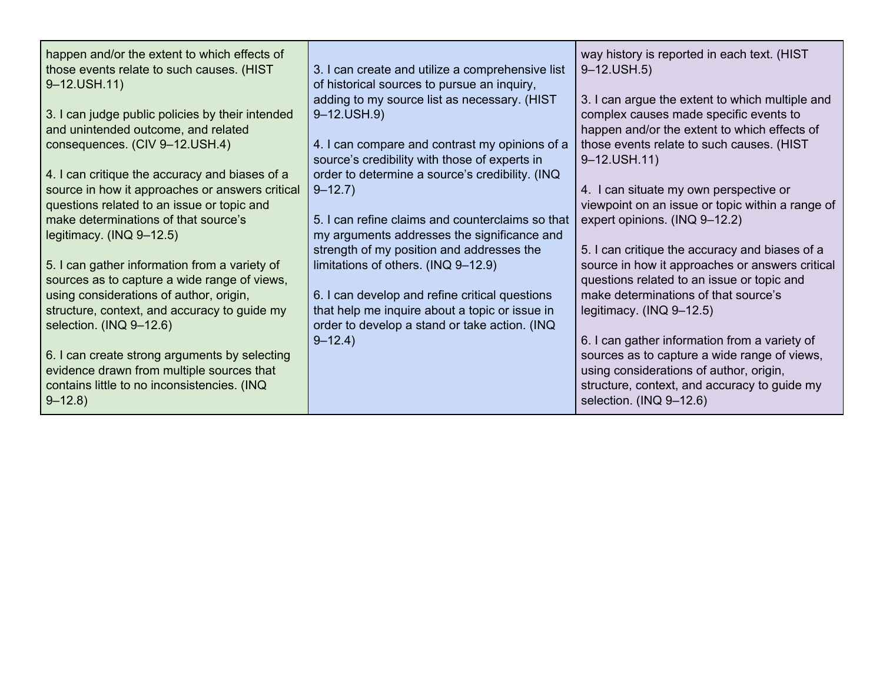| | | |
|---|---|---|
| happen and/or the extent to which effects of those events relate to such causes. (HIST 9–12.USH.11)<br><br>3. I can judge public policies by their intended and unintended outcome, and related consequences. (CIV 9–12.USH.4)<br><br>4. I can critique the accuracy and biases of a source in how it approaches or answers critical questions related to an issue or topic and make determinations of that source's legitimacy. (INQ 9–12.5)<br><br>5. I can gather information from a variety of sources as to capture a wide range of views, using considerations of author, origin, structure, context, and accuracy to guide my selection. (INQ 9–12.6)<br><br>6. I can create strong arguments by selecting evidence drawn from multiple sources that contains little to no inconsistencies. (INQ 9–12.8) | 3. I can create and utilize a comprehensive list of historical sources to pursue an inquiry, adding to my source list as necessary. (HIST 9–12.USH.9)<br><br>4. I can compare and contrast my opinions of a source's credibility with those of experts in order to determine a source's credibility. (INQ 9–12.7)<br><br>5. I can refine claims and counterclaims so that my arguments addresses the significance and strength of my position and addresses the limitations of others. (INQ 9–12.9)<br><br>6. I can develop and refine critical questions that help me inquire about a topic or issue in order to develop a stand or take action. (INQ 9–12.4) | way history is reported in each text. (HIST 9–12.USH.5)<br><br>3. I can argue the extent to which multiple and complex causes made specific events to happen and/or the extent to which effects of those events relate to such causes. (HIST 9–12.USH.11)<br><br>4. I can situate my own perspective or viewpoint on an issue or topic within a range of expert opinions. (INQ 9–12.2)<br><br>5. I can critique the accuracy and biases of a source in how it approaches or answers critical questions related to an issue or topic and make determinations of that source's legitimacy. (INQ 9–12.5)<br><br>6. I can gather information from a variety of sources as to capture a wide range of views, using considerations of author, origin, structure, context, and accuracy to guide my selection. (INQ 9–12.6) |